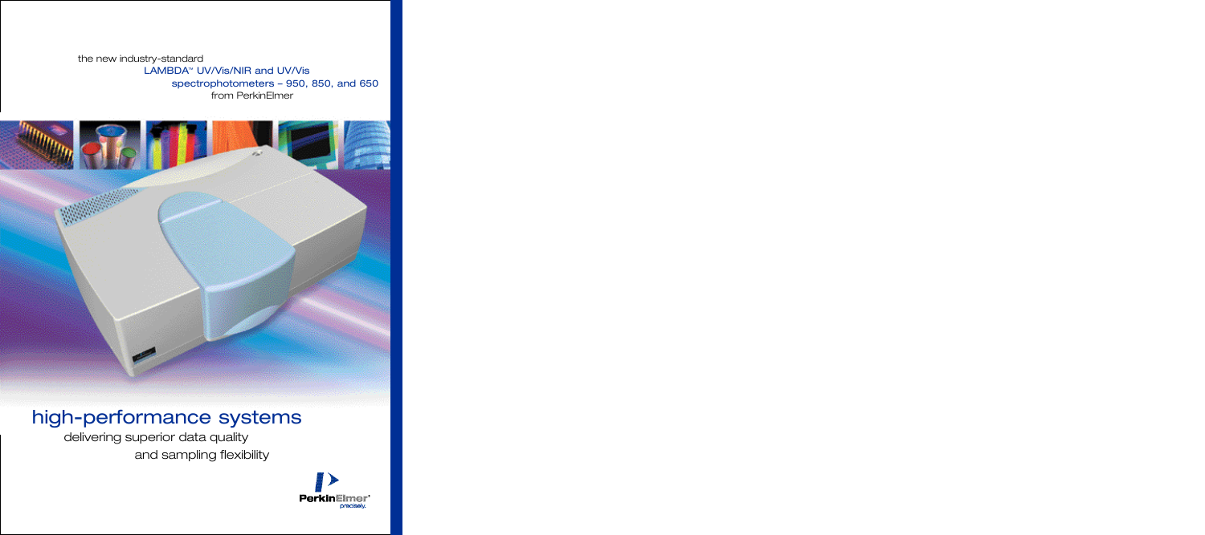the new industry-standard
LAMBDA™ UV/Vis/NIR and UV/Vis
spectrophotometers – 950, 850, and 650
from PerkinElmer

# high-performance systems

delivering superior data quality
and sampling flexibility

PerkinElmer®
precisely.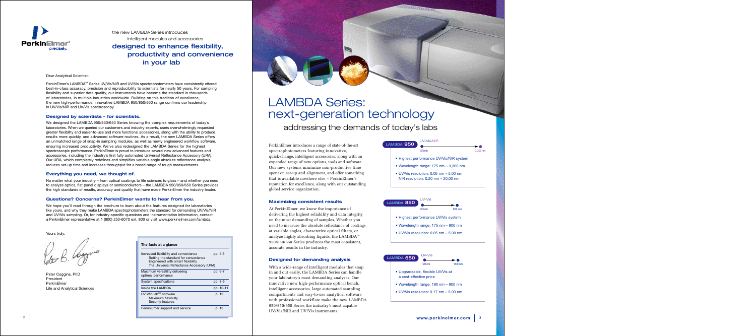the new LAMBDA Series introduces intelligent modules and accessories

## designed to enhance flexibility, productivity and convenience in your lab

Dear Analytical Scientist:

PerkinElmer's LAMBDA™ Series UV/Vis/NIR and UV/Vis spectrophotometers have consistently offered best-in-class accuracy, precision and reproducibility to scientists for nearly 50 years. For sampling flexibility and superior data quality, our instruments have become the standard in thousands of laboratories, in multiple industries worldwide. Building on this tradition of excellence, the new high-performance, innovative LAMBDA 950/850/650 range confirms our leadership in UV/Vis/NIR and UV/Vis spectroscopy.

### Designed by scientists – for scientists.

We designed the LAMBDA 950/850/650 Series knowing the complex requirements of today's laboratories. When we queried our customers and industry experts, users overwhelmingly requested greater flexibility and easier-to-use and more functional accessories, along with the ability to produce results more quickly, and advanced software routines. As a result, the new LAMBDA Series offers an unmatched range of snap-in sampling modules, as well as newly engineered workflow software, ensuring increased productivity. We've also redesigned the LAMBDA Series for the highest spectroscopic performance. PerkinElmer is proud to introduce several new advanced features and accessories, including the industry's first fully automated Universal Reflectance Accessory (URA). Our URA, which completely redefines and simplifies variable angle absolute reflectance analysis, reduces set-up time and increases throughput for a broad range of tough measurements.

### Everything you need, we thought of.

No matter what your industry – from optical coatings to life sciences to glass – and whether you need to analyze optics, flat panel displays or semiconductors – the LAMBDA 950/850/650 Series provides the high standards of results, accuracy and quality that have made PerkinElmer the industry leader.

### Questions? Concerns? PerkinElmer wants to hear from you.

We hope you'll read through the brochure to learn about the features designed for laboratories like yours, and why they make LAMBDA spectrophotometers the standard for demanding UV/Vis/NIR and UV/Vis sampling. Or, for industry-specific questions and instrumentation information, contact a PerkinElmer representative at 1 (800) 250-6070 ext. 800 or visit www.perkinelmer.com/lambda.

Yours truly,

Peter Coggins, PhD
President
PerkinElmer
Life and Analytical Sciences

| The facts at a glance | |
|---|---|
| Increased flexibility and convenience<br>Setting the standard for convenience<br>Engineered with smart flexibility<br>The Universal Reflectance Accessory (URA) | pp. 4-5 |
| Maximum versatility delivering optimal performance | pp. 6-7 |
| System specifications | pp. 8-9 |
| Inside the LAMBDA | pp. 10-11 |
| UV WinLab™ software<br>Maximum flexibility<br>Security features | p. 12 |
| PerkinElmer support and service | p. 13 |

# LAMBDA Series: next-generation technology

## addressing the demands of today's labs

PerkinElmer introduces a range of state-of-the-art spectrophotometers featuring innovative, quick-change, intelligent accessories, along with an expanded range of new options, tools and software. Our new systems minimize non-productive time spent on set-up and alignment, and offer something that is available nowhere else – PerkinElmer's reputation for excellence, along with our outstanding global service organization.

### Maximizing consistent results

At PerkinElmer, we know the importance of delivering the highest reliability and data integrity on the most demanding of samples. Whether you need to measure the absolute reflectance of coatings at variable angles, characterize optical filters, or analyze highly absorbing liquids, the LAMBDA™ 950/850/650 Series produces the most consistent, accurate results in the industry.

### Designed for demanding analysis

With a wide-range of intelligent modules that snap in and out easily, the LAMBDA Series can handle your laboratory's most demanding analyses. Our innovative new high-performance optical bench, intelligent accessories, large automated sampling compartments and easy-to-use analytical software with professional workflow make the new LAMBDA 950/850/650 Series the industry's most capable UV/Vis/NIR and UV/Vis instruments.

**LAMBDA 950** — UV-Vis-NIR (175 nm – 3,300 nm)

- Highest performance UV/Vis/NIR system
- Wavelength range: 175 nm – 3,300 nm
- UV/Vis resolution: 0.05 nm – 5.00 nm
  NIR resolution: 0.20 nm – 20.00 nm

**LAMBDA 850** — UV-Vis (175 nm – 900 nm)

- Highest performance UV/Vis system
- Wavelength range: 175 nm – 900 nm
- UV/Vis resolution: 0.05 nm – 5.00 nm

**LAMBDA 650** — UV-Vis (190 nm – 900 nm)

- Upgradeable, flexible UV/Vis at a cost-effective price
- Wavelength range: 190 nm – 900 nm
- UV/Vis resolution: 0.17 nm – 5.00 nm

www.perkinelmer.com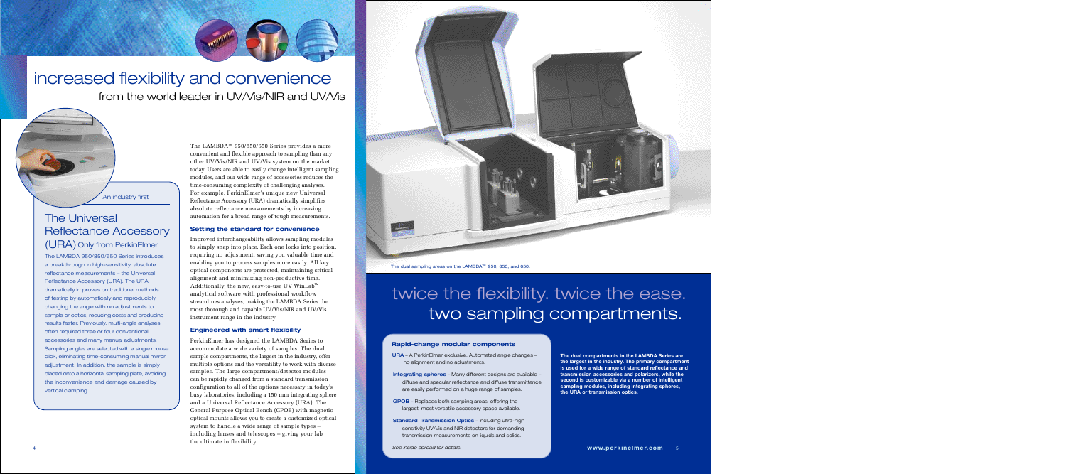# increased flexibility and convenience

## from the world leader in UV/Vis/NIR and UV/Vis

An industry first

## The Universal Reflectance Accessory (URA) Only from PerkinElmer

The LAMBDA 950/850/650 Series introduces a breakthrough in high-sensitivity, absolute reflectance measurements – the Universal Reflectance Accessory (URA). The URA dramatically improves on traditional methods of testing by automatically and reproducibly changing the angle with no adjustments to sample or optics, reducing costs and producing results faster. Previously, multi-angle analyses often required three or four conventional accessories and many manual adjustments. Sampling angles are selected with a single mouse click, eliminating time-consuming manual mirror adjustment. In addition, the sample is simply placed onto a horizontal sampling plate, avoiding the inconvenience and damage caused by vertical clamping.

The LAMBDA™ 950/850/650 Series provides a more convenient and flexible approach to sampling than any other UV/Vis/NIR and UV/Vis system on the market today. Users are able to easily change intelligent sampling modules, and our wide range of accessories reduces the time-consuming complexity of challenging analyses. For example, PerkinElmer's unique new Universal Reflectance Accessory (URA) dramatically simplifies absolute reflectance measurements by increasing automation for a broad range of tough measurements.

### Setting the standard for convenience

Improved interchangeability allows sampling modules to simply snap into place. Each one locks into position, requiring no adjustment, saving you valuable time and enabling you to process samples more easily. All key optical components are protected, maintaining critical alignment and minimizing non-productive time. Additionally, the new, easy-to-use UV WinLab™ analytical software with professional workflow streamlines analyses, making the LAMBDA Series the most thorough and capable UV/Vis/NIR and UV/Vis instrument range in the industry.

### Engineered with smart flexibility

PerkinElmer has designed the LAMBDA Series to accommodate a wide variety of samples. The dual sample compartments, the largest in the industry, offer multiple options and the versatility to work with diverse samples. The large compartment/detector modules can be rapidly changed from a standard transmission configuration to all of the options necessary in today's busy laboratories, including a 150 mm integrating sphere and a Universal Reflectance Accessory (URA). The General Purpose Optical Bench (GPOB) with magnetic optical mounts allows you to create a customized optical system to handle a wide range of sample types – including lenses and telescopes – giving your lab the ultimate in flexibility.

The dual sampling areas on the LAMBDA™ 950, 850, and 650.

# twice the flexibility. twice the ease. two sampling compartments.

### Rapid-change modular components

- **URA** – A PerkinElmer exclusive. Automated angle changes – no alignment and no adjustments.
- **Integrating spheres** – Many different designs are available – diffuse and specular reflectance and diffuse transmittance are easily performed on a huge range of samples.
- **GPOB** – Replaces both sampling areas, offering the largest, most versatile accessory space available.
- **Standard Transmission Optics** – Including ultra-high sensitivity UV/Vis and NIR detectors for demanding transmission measurements on liquids and solids.

*See inside spread for details.*

**The dual compartments in the LAMBDA Series are the largest in the industry. The primary compartment is used for a wide range of standard reflectance and transmission accessories and polarizers, while the second is customizable via a number of intelligent sampling modules, including integrating spheres, the URA or transmission optics.**

www.perkinelmer.com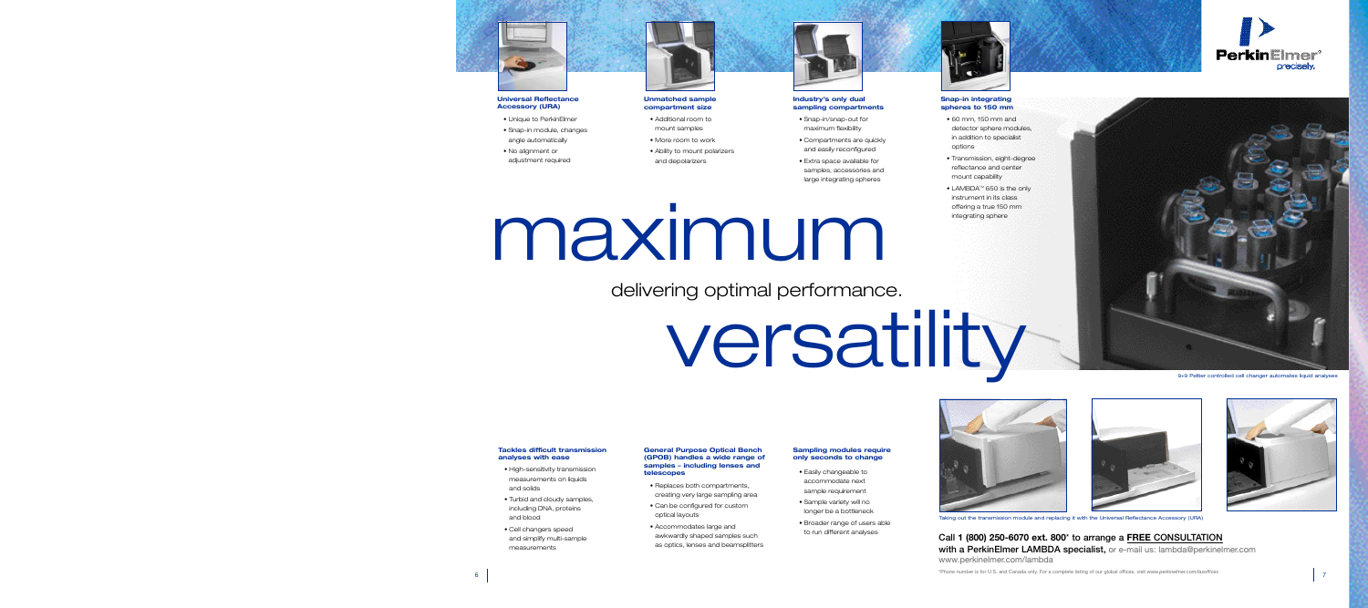#### Universal Reflectance Accessory (URA)

- Unique to PerkinElmer
- Snap-in module, changes angle automatically
- No alignment or adjustment required

#### Unmatched sample compartment size

- Additional room to mount samples
- More room to work
- Ability to mount polarizers and depolarizers

#### Industry's only dual sampling compartments

- Snap-in/snap-out for maximum flexibility
- Compartments are quickly and easily reconfigured
- Extra space available for samples, accessories and large integrating spheres

#### Snap-in integrating spheres to 150 mm

- 60 mm, 150 mm and detector sphere modules, in addition to specialist options
- Transmission, eight-degree reflectance and center mount capability
- LAMBDA™ 650 is the only instrument in its class offering a true 150 mm integrating sphere

# maximum

## delivering optimal performance.

# versatility

9+9 Peltier controlled cell changer automates liquid analyses

#### Tackles difficult transmission analyses with ease

- High-sensitivity transmission measurements on liquids and solids
- Turbid and cloudy samples, including DNA, proteins and blood
- Cell changers speed and simplify multi-sample measurements

#### General Purpose Optical Bench (GPOB) handles a wide range of samples – including lenses and telescopes

- Replaces both compartments, creating very large sampling area
- Can be configured for custom optical layouts
- Accommodates large and awkwardly shaped samples such as optics, lenses and beamsplitters

#### Sampling modules require only seconds to change

- Easily changeable to accommodate next sample requirement
- Sample variety will no longer be a bottleneck
- Broader range of users able to run different analyses

Taking out the transmission module and replacing it with the Universal Reflectance Accessory (URA)

**Call 1 (800) 250-6070 ext. 800\* to arrange a FREE CONSULTATION with a PerkinElmer LAMBDA specialist,** or e-mail us: lambda@perkinelmer.com

www.perkinelmer.com/lambda

\*Phone number is for U.S. and Canada only. For a complete listing of our global offices, visit *www.perkinelmer.com/lasoffices*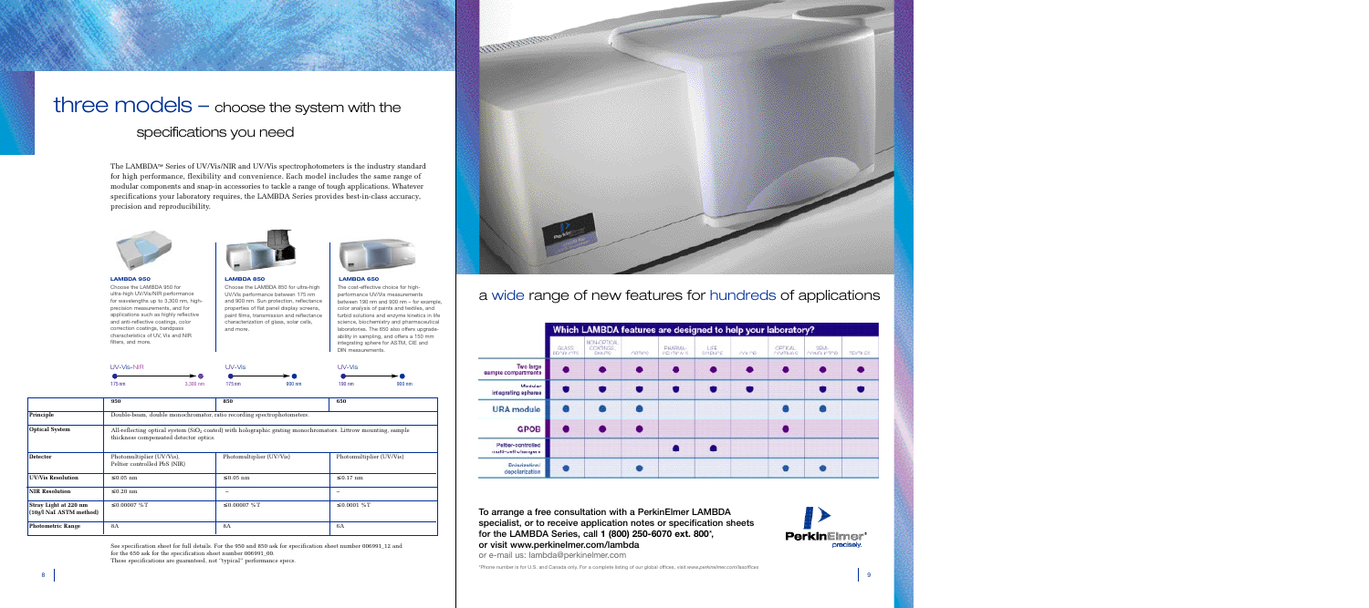# three models – choose the system with the specifications you need

The LAMBDA™ Series of UV/Vis/NIR and UV/Vis spectrophotometers is the industry standard for high performance, flexibility and convenience. Each model includes the same range of modular components and snap-in accessories to tackle a range of tough applications. Whatever specifications your laboratory requires, the LAMBDA Series provides best-in-class accuracy, precision and reproducibility.

**LAMBDA 950**

Choose the LAMBDA 950 for ultra-high UV/Vis/NIR performance for wavelengths up to 3,300 nm, high-precision measurements, and for applications such as highly reflective and anti-reflective coatings, color correction coatings, bandpass characteristics of UV, Vis and NIR filters, and more.

UV-Vis-NIR: 175 nm – 3,300 nm

**LAMBDA 850**

Choose the LAMBDA 850 for ultra-high UV/Vis performance between 175 nm and 900 nm. Sun protection, reflectance properties of flat panel display screens, paint films, transmission and reflectance characterization of glass, solar cells, and more.

UV-Vis: 175 nm – 900 nm

**LAMBDA 650**

The cost-effective choice for high-performance UV/Vis measurements between 190 nm and 900 nm – for example, color analysis of paints and textiles, and turbid solutions and enzyme kinetics in life science, biochemistry and pharmaceutical laboratories. The 650 also offers upgrade-ability in sampling, and offers a 150 mm integrating sphere for ASTM, CIE and DIN measurements.

UV-Vis: 190 nm – 900 nm

| | 950 | 850 | 650 |
|---|---|---|---|
| **Principle** | Double-beam, double monochromator, ratio recording spectrophotometers. | | |
| **Optical System** | All-reflecting optical system ($SiO_2$ coated) with holographic grating monochromators. Littrow mounting, sample thickness compensated detector optics. | | |
| **Detector** | Photomultiplier (UV/Vis), Peltier controlled PbS (NIR) | Photomultiplier (UV/Vis) | Photomultiplier (UV/Vis) |
| **UV/Vis Resolution** | ≤0.05 nm | ≤0.05 nm | ≤0.17 nm |
| **NIR Resolution** | ≤0.20 nm | – | – |
| **Stray Light at 220 nm (10g/l NaI ASTM method)** | ≤0.00007 %T | ≤0.00007 %T | ≤0.0001 %T |
| **Photometric Range** | 8A | 8A | 6A |

See specification sheet for full details. For the 950 and 850 ask for specification sheet number 006991_12 and for the 650 ask for the specification sheet number 006991_00.
These specifications are guaranteed, not "typical" performance specs.

# a wide range of new features for hundreds of applications

**Which LAMBDA features are designed to help your laboratory?**

| | GLASS RESEARCH | NON-OPTICAL COATINGS, PAINTS | PAPER | PHARMA-CEUTICALS | LIFE SCIENCE | COLOR | OPTICAL COATINGS | SEMI-CONDUCTOR | TEXTILES |
|---|---|---|---|---|---|---|---|---|---|
| **Two large sample compartments** | ● | ● | ● | ● | ● | ● | ● | ● | ● |
| **Modular integrating spheres** | ● | ● | ● | ● | ● | ● | | ● | ● |
| **URA module** | ● | ● | ● | | | | ● | ● | |
| **GPOB** | ● | ● | ● | | | | ● | | |
| **Peltier-controlled multi-cell changers** | | | | ● | ● | | | | |
| **Polarization/depolarization** | ● | | ● | | | | ● | ● | |

**To arrange a free consultation with a PerkinElmer LAMBDA specialist, or to receive application notes or specification sheets for the LAMBDA Series, call 1 (800) 250-6070 ext. 800*, or visit www.perkinelmer.com/lambda**
or e-mail us: lambda@perkinelmer.com

*Phone number is for U.S. and Canada only. For a complete listing of our global offices, visit www.perkinelmer.com/lasoffices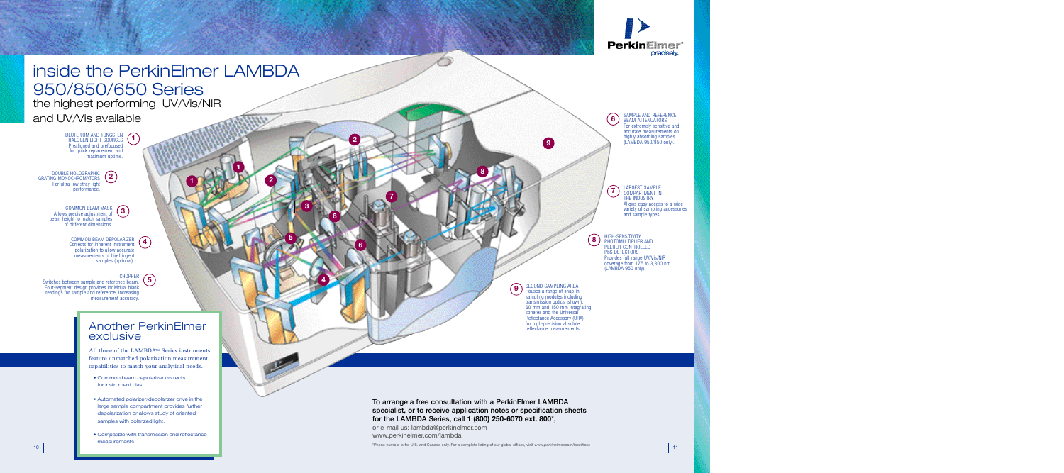# inside the PerkinElmer LAMBDA 950/850/650 Series

## the highest performing UV/Vis/NIR and UV/Vis available

1. DEUTERIUM AND TUNGSTEN HALOGEN LIGHT SOURCES
   Prealigned and prefocused for quick replacement and maximum uptime.

2. DOUBLE HOLOGRAPHIC GRATING MONOCHROMATORS
   For ultra-low stray light performance.

3. COMMON BEAM MASK
   Allows precise adjustment of beam height to match samples of different dimensions.

4. COMMON BEAM DEPOLARIZER
   Corrects for inherent instrument polarization to allow accurate measurements of birefringent samples (optional).

5. CHOPPER
   Switches between sample and reference beam. Four-segment design provides individual blank readings for sample and reference, increasing measurement accuracy.

6. SAMPLE AND REFERENCE BEAM ATTENUATORS
   For extremely sensitive and accurate measurements on highly absorbing samples (LAMBDA 950/850 only).

7. LARGEST SAMPLE COMPARTMENT IN THE INDUSTRY
   Allows easy access to a wide variety of sampling accessories and sample types.

8. HIGH-SENSITIVITY PHOTOMULTIPLIER AND PELTIER-CONTROLLED PbS DETECTORS
   Provides full range UV/Vis/NIR coverage from 175 to 3,300 nm (LAMBDA 950 only).

9. SECOND SAMPLING AREA
   Houses a range of snap-in sampling modules including transmission optics (shown), 60 mm and 150 mm integrating spheres and the Universal Reflectance Accessory (URA) for high-precision absolute reflectance measurements.

## Another PerkinElmer exclusive

All three of the LAMBDA™ Series instruments feature unmatched polarization measurement capabilities to match your analytical needs.

- Common beam depolarizer corrects for instrument bias.
- Automated polarizer/depolarizer drive in the large sample compartment provides further depolarization or allows study of oriented samples with polarized light.
- Compatible with transmission and reflectance measurements.

**To arrange a free consultation with a PerkinElmer LAMBDA specialist, or to receive application notes or specification sheets for the LAMBDA Series, call 1 (800) 250-6070 ext. 800\*,**

or e-mail us: lambda@perkinelmer.com
www.perkinelmer.com/lambda

\*Phone number is for U.S. and Canada only. For a complete listing of our global offices, visit www.perkinelmer.com/lasoffices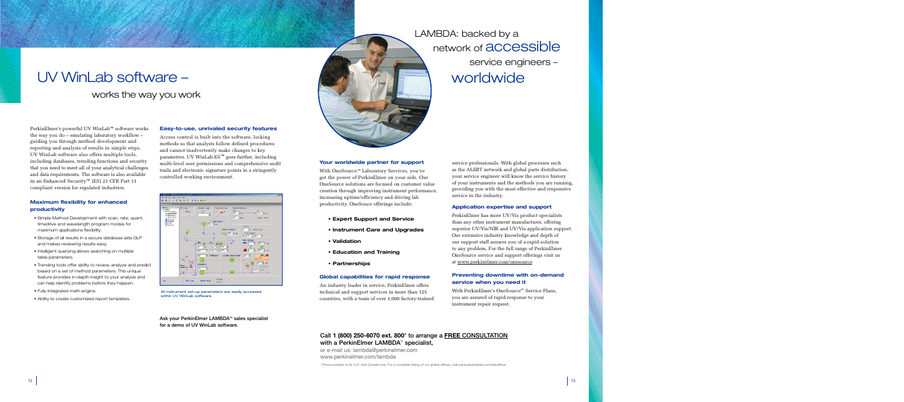# UV WinLab software –

## works the way you work

PerkinElmer's powerful UV WinLab™ software works the way you do – emulating laboratory workflow – guiding you through method development and reporting and analysis of results in simple steps. UV WinLab software also offers multiple tools, including databases, trending functions and security that you need to meet all of your analytical challenges and data requirements. The software is also available in an Enhanced Security™ (ES) 21 CFR Part 11 compliant version for regulated industries.

### Maximum flexibility for enhanced productivity

- Simple Method Development with scan, rate, quant, timedrive and wavelength program modes for maximum applications flexibility.
- Storage of all results in a secure database aids GLP and makes reviewing results easy.
- Intelligent querying allows searching on multiple table parameters.
- Trending tools offer ability to review, analyze and predict based on a set of method parameters. This unique feature provides in-depth insight to your analysis and can help identify problems before they happen.
- Fully integrated math engine.
- Ability to create customized report templates.

### Easy-to-use, unrivaled security features

Access control is built into the software, locking methods so that analysts follow defined procedures and cannot inadvertently make changes to key parameters. UV WinLab ES™ goes further, including multi-level user permissions and comprehensive audit trails and electronic signature points in a stringently controlled working environment.

All instrument set-up parameters are easily accessed within UV WinLab software.

**Ask your PerkinElmer LAMBDA™ sales specialist for a demo of UV WinLab software.**

# LAMBDA: backed by a network of accessible service engineers – worldwide

### Your worldwide partner for support

With OneSource℠ Laboratory Services, you've got the power of PerkinElmer on your side. Our OneSource solutions are focused on customer value creation through improving instrument performance, increasing uptime/efficiency and driving lab productivity. OneSouce offerings include:

- **Expert Support and Service**
- **Instrument Care and Upgrades**
- **Validation**
- **Education and Training**
- **Partnerships**

### Global capabilities for rapid response

An industry leader in service, PerkinElmer offers technical and support services in more than 125 countries, with a team of over 1,000 factory-trained service professionals. With global processes such as the ALERT network and global parts distribution, your service engineer will know the service history of your instruments and the methods you are running, providing you with the most effective and responsive service in the industry.

### Application expertise and support

PerkinElmer has more UV/Vis product specialists than any other instrument manufacturer, offering superior UV/Vis/NIR and UV/Vis application support. Our extensive industry knowledge and depth of our support staff assures you of a rapid solution to any problem. For the full range of PerkinElmer OneSource service and support offerings visit us at www.perkinelmer.com/onesource

### Preventing downtime with on-demand service when you need it

With PerkinElmer's OneSource℠ Service Plans, you are assured of rapid response to your instrument repair request.

**Call 1 (800) 250-6070 ext. 800*** **to arrange a FREE CONSULTATION with a PerkinElmer LAMBDA™ specialist,**

or e-mail us: lambda@perkinelmer.com
www.perkinelmer.com/lambda

* Phone number is for U.S. and Canada only. For a complete listing of our global offices, visit www.perkinelmer.com/lasoffices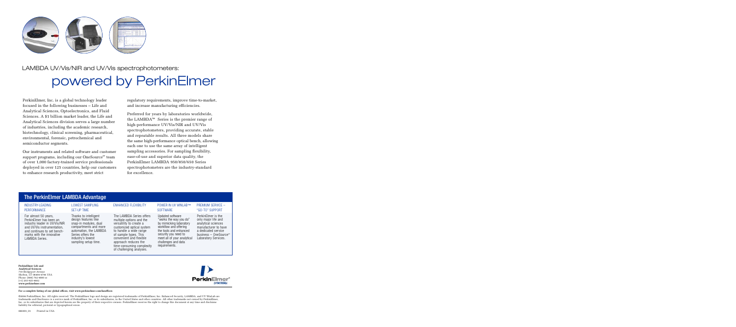LAMBDA UV/Vis/NIR and UV/Vis spectrophotometers:

# powered by PerkinElmer

PerkinElmer, Inc. is a global technology leader focused in the following businesses – Life and Analytical Sciences, Optoelectronics, and Fluid Sciences. A $1 billion market leader, the Life and Analytical Sciences division serves a large number of industries, including the academic research, biotechnology, clinical screening, pharmaceutical, environmental, forensic, petrochemical and semiconductor segments.

Our instruments and related software and customer support programs, including our OneSource℠ team of over 1,000 factory-trained service professionals deployed in over 125 countries, help our customers to enhance research productivity, meet strict regulatory requirements, improve time-to-market, and increase manufacturing efficiencies.

Preferred for years by laboratories worldwide, the LAMBDA™ Series is the premier range of high-performance UV/Vis/NIR and UV/Vis spectrophotometers, providing accurate, stable and repeatable results. All three models share the same high-performance optical bench, allowing each one to use the same array of intelligent sampling accessories. For sampling flexibility, ease-of-use and superior data quality, the PerkinElmer LAMBDA 950/850/650 Series spectrophotometers are the industry-standard for excellence.

## The PerkinElmer LAMBDA Advantage

| INDUSTRY-LEADING PERFORMANCE | LOWEST SAMPLING SET-UP TIME | ENHANCED FLEXIBILITY | POWER IN UV WINLAB™ SOFTWARE | PREMIUM SERVICE – "GO-TO" SUPPORT |
|---|---|---|---|---|
| For almost 50 years, PerkinElmer has been an industry leader in UV/Vis/NIR and UV/Vis instrumentation, and continues to set bench-marks with the innovative LAMBDA Series. | Thanks to intelligent design features like snap-in modules, dual compartments and more automation, the LAMBDA Series offers the industry's lowest sampling setup time. | The LAMBDA Series offers multiple options and the versatility to create a customized optical system to handle a wide range of sample types. This convenient and flexible approach reduces the time-consuming complexity of challenging analyses. | Updated software "works the way you do" by mimicking laboratory workflow and offering the tools and enhanced security you need to meet all of your analytical challenges and data requirements. | PerkinElmer is the only major life and analytical sciences manufacturer to have a dedicated service business – OneSource℠ Laboratory Services. |

**PerkinElmer Life and Analytical Sciences**
710 Bridgeport Avenue
Shelton, CT 06484-4794 USA
Phone: (800) 762-4000 or
(+1) 203-925-4602
**www.perkinelmer.com**

**For a complete listing of our global offices, visit www.perkinelmer.com/lasoffices**

©2004 PerkinElmer, Inc. All rights reserved. The PerkinElmer logo and design are registered trademarks of PerkinElmer, Inc. Enhanced Security, LAMBDA, and UV WinLab are trademarks and OneSource is a service mark of PerkinElmer, Inc. or its subsidiaries, in the United States and other countries. All other trademarks not owned by PerkinElmer, Inc. or its subsidiaries that are depicted herein are the property of their respective owners. PerkinElmer reserves the right to change this document at any time and disclaims liability for editorial, pictorial or typographical errors.

006993_01 Printed in USA